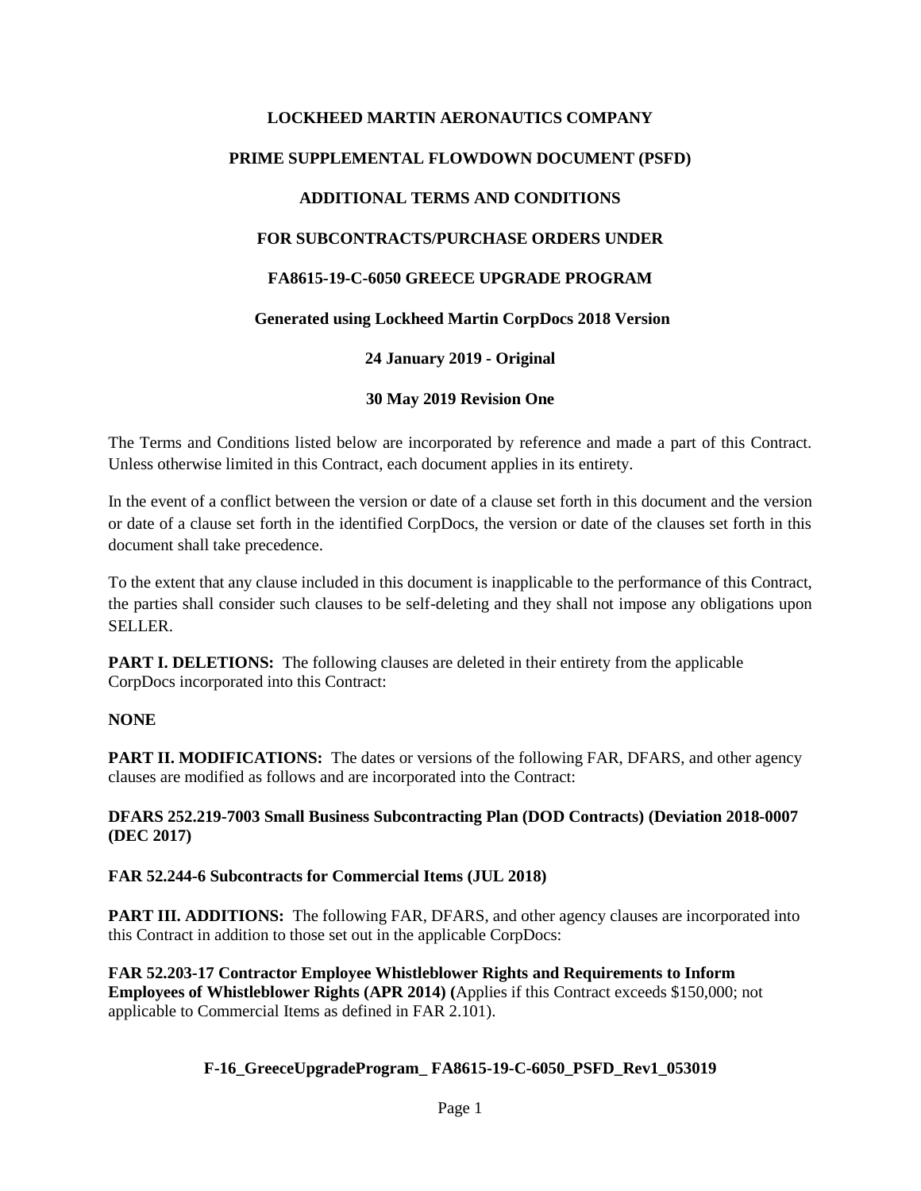# LOCKHEED MARTIN AERONAUTICS COMPANY

## PRIME SUPPLEMENTAL FLOWDOWN DOCUMENT (PSFD)

## ADDITIONAL TERMS AND CONDITIONS

## FOR SUBCONTRACTS/PURCHASE ORDERS UNDER

## FA8615-19-C-6050 GREECE UPGRADE PROGRAM

**Generated using Lockheed Martin CorpDocs 2018 Version**

**24 January 2019 - Original**

**30 May 2019 Revision One**

The Terms and Conditions listed below are incorporated by reference and made a part of this Contract. Unless otherwise limited in this Contract, each document applies in its entirety.

In the event of a conflict between the version or date of a clause set forth in this document and the version or date of a clause set forth in the identified CorpDocs, the version or date of the clauses set forth in this document shall take precedence.

To the extent that any clause included in this document is inapplicable to the performance of this Contract, the parties shall consider such clauses to be self-deleting and they shall not impose any obligations upon SELLER.

**PART I. DELETIONS:** The following clauses are deleted in their entirety from the applicable CorpDocs incorporated into this Contract:

**NONE**

**PART II. MODIFICATIONS:** The dates or versions of the following FAR, DFARS, and other agency clauses are modified as follows and are incorporated into the Contract:

**DFARS 252.219-7003 Small Business Subcontracting Plan (DOD Contracts) (Deviation 2018-0007 (DEC 2017)**

**FAR 52.244-6 Subcontracts for Commercial Items (JUL 2018)**

**PART III. ADDITIONS:** The following FAR, DFARS, and other agency clauses are incorporated into this Contract in addition to those set out in the applicable CorpDocs:

**FAR 52.203-17 Contractor Employee Whistleblower Rights and Requirements to Inform Employees of Whistleblower Rights (APR 2014) (**Applies if this Contract exceeds $150,000; not applicable to Commercial Items as defined in FAR 2.101).

**F-16_GreeceUpgradeProgram_ FA8615-19-C-6050_PSFD_Rev1_053019**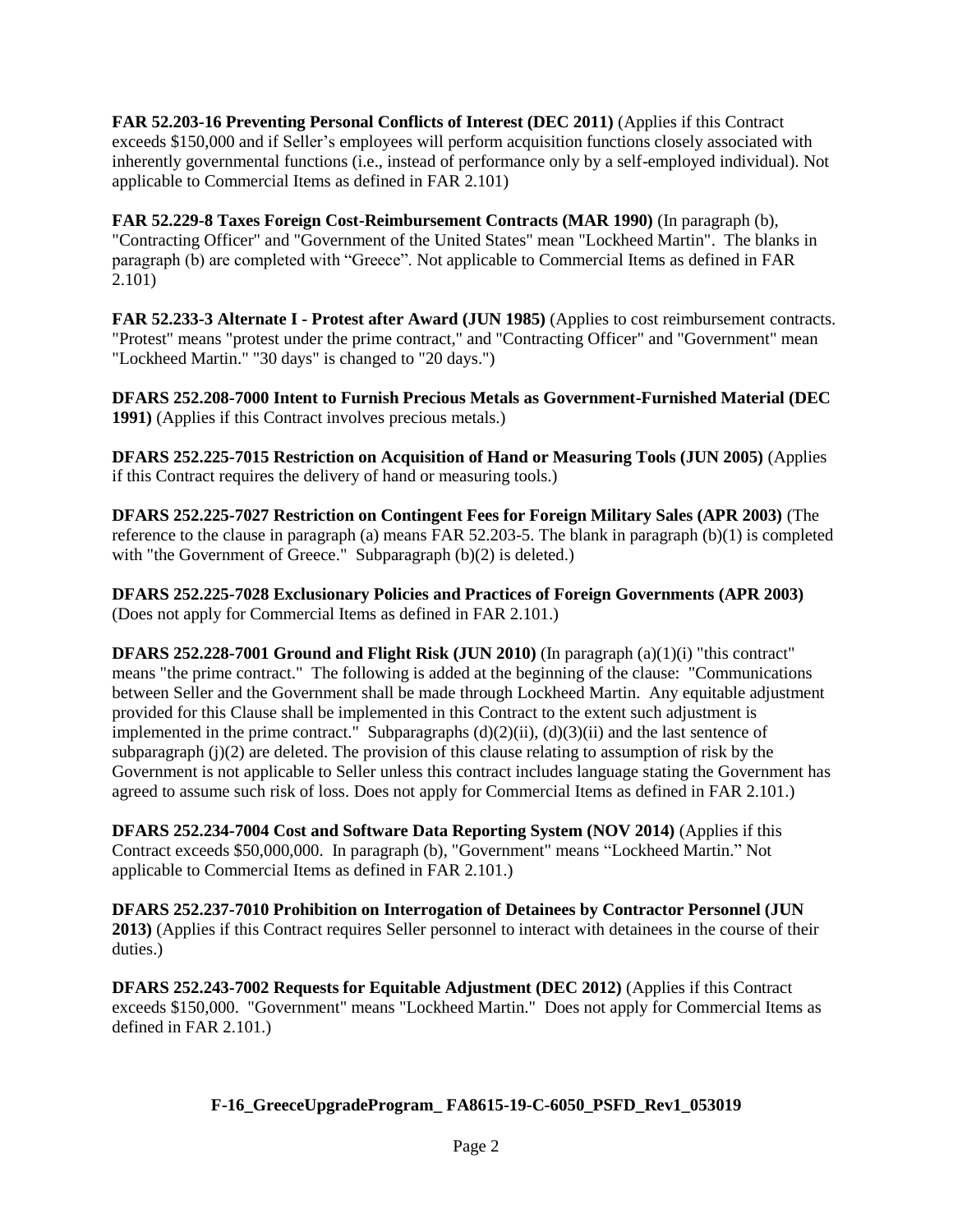**FAR 52.203-16 Preventing Personal Conflicts of Interest (DEC 2011)** (Applies if this Contract exceeds $150,000 and if Seller's employees will perform acquisition functions closely associated with inherently governmental functions (i.e., instead of performance only by a self-employed individual). Not applicable to Commercial Items as defined in FAR 2.101)

**FAR 52.229-8 Taxes Foreign Cost-Reimbursement Contracts (MAR 1990)** (In paragraph (b), "Contracting Officer" and "Government of the United States" mean "Lockheed Martin". The blanks in paragraph (b) are completed with "Greece". Not applicable to Commercial Items as defined in FAR 2.101)

**FAR 52.233-3 Alternate I - Protest after Award (JUN 1985)** (Applies to cost reimbursement contracts. "Protest" means "protest under the prime contract," and "Contracting Officer" and "Government" mean "Lockheed Martin." "30 days" is changed to "20 days.")

**DFARS 252.208-7000 Intent to Furnish Precious Metals as Government-Furnished Material (DEC 1991)** (Applies if this Contract involves precious metals.)

**DFARS 252.225-7015 Restriction on Acquisition of Hand or Measuring Tools (JUN 2005)** (Applies if this Contract requires the delivery of hand or measuring tools.)

**DFARS 252.225-7027 Restriction on Contingent Fees for Foreign Military Sales (APR 2003)** (The reference to the clause in paragraph (a) means FAR 52.203-5. The blank in paragraph (b)(1) is completed with "the Government of Greece." Subparagraph (b)(2) is deleted.)

**DFARS 252.225-7028 Exclusionary Policies and Practices of Foreign Governments (APR 2003)** (Does not apply for Commercial Items as defined in FAR 2.101.)

**DFARS 252.228-7001 Ground and Flight Risk (JUN 2010)** (In paragraph (a)(1)(i) "this contract" means "the prime contract." The following is added at the beginning of the clause: "Communications between Seller and the Government shall be made through Lockheed Martin. Any equitable adjustment provided for this Clause shall be implemented in this Contract to the extent such adjustment is implemented in the prime contract." Subparagraphs (d)(2)(ii), (d)(3)(ii) and the last sentence of subparagraph (j)(2) are deleted. The provision of this clause relating to assumption of risk by the Government is not applicable to Seller unless this contract includes language stating the Government has agreed to assume such risk of loss. Does not apply for Commercial Items as defined in FAR 2.101.)

**DFARS 252.234-7004 Cost and Software Data Reporting System (NOV 2014)** (Applies if this Contract exceeds $50,000,000. In paragraph (b), "Government" means "Lockheed Martin." Not applicable to Commercial Items as defined in FAR 2.101.)

**DFARS 252.237-7010 Prohibition on Interrogation of Detainees by Contractor Personnel (JUN 2013)** (Applies if this Contract requires Seller personnel to interact with detainees in the course of their duties.)

**DFARS 252.243-7002 Requests for Equitable Adjustment (DEC 2012)** (Applies if this Contract exceeds $150,000. "Government" means "Lockheed Martin." Does not apply for Commercial Items as defined in FAR 2.101.)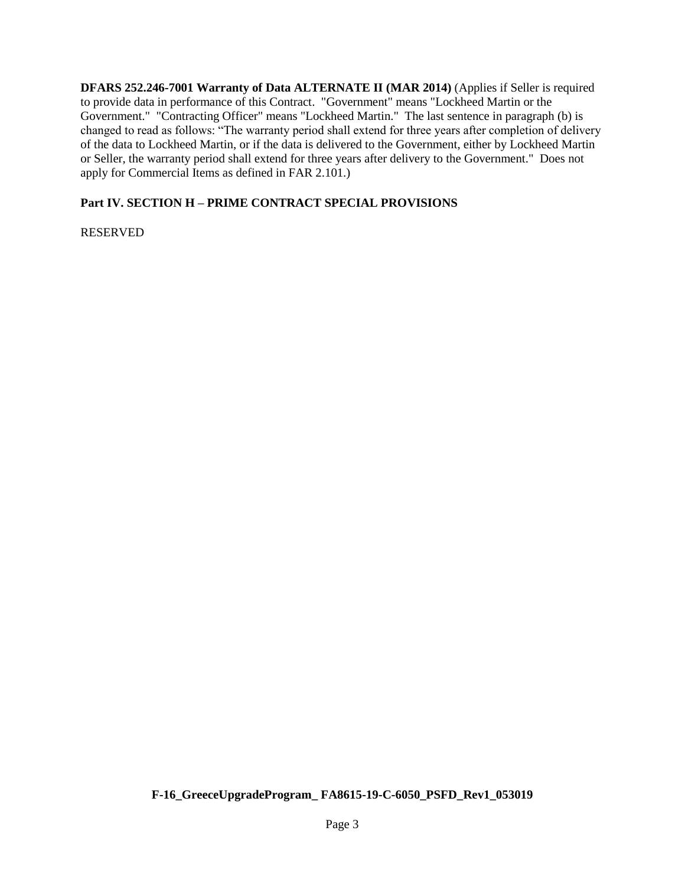**DFARS 252.246-7001 Warranty of Data ALTERNATE II (MAR 2014)** (Applies if Seller is required to provide data in performance of this Contract. "Government" means "Lockheed Martin or the Government." "Contracting Officer" means "Lockheed Martin." The last sentence in paragraph (b) is changed to read as follows: "The warranty period shall extend for three years after completion of delivery of the data to Lockheed Martin, or if the data is delivered to the Government, either by Lockheed Martin or Seller, the warranty period shall extend for three years after delivery to the Government." Does not apply for Commercial Items as defined in FAR 2.101.)

## Part IV. SECTION H – PRIME CONTRACT SPECIAL PROVISIONS

RESERVED